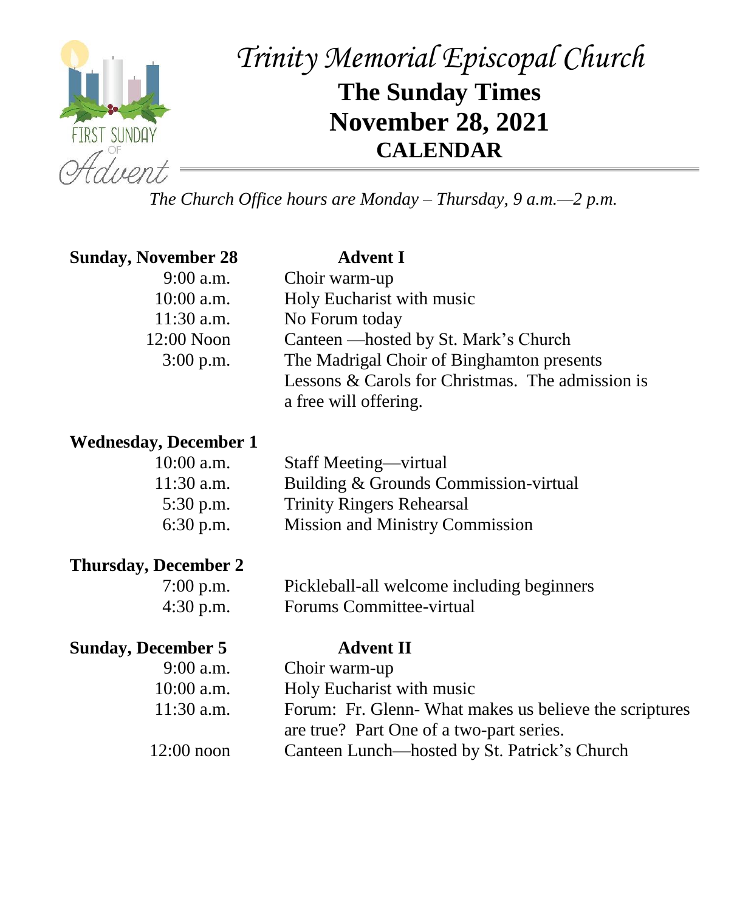# Trinity Memorial Episcopal Church

## The Sunday Times
## November 28, 2021
## CALENDAR

*The Church Office hours are Monday – Thursday, 9 a.m.—2 p.m.*

**Sunday, November 28** — **Advent I**

| | |
|---|---|
| 9:00 a.m. | Choir warm-up |
| 10:00 a.m. | Holy Eucharist with music |
| 11:30 a.m. | No Forum today |
| 12:00 Noon | Canteen —hosted by St. Mark's Church |
| 3:00 p.m. | The Madrigal Choir of Binghamton presents Lessons & Carols for Christmas. The admission is a free will offering. |

**Wednesday, December 1**

| | |
|---|---|
| 10:00 a.m. | Staff Meeting—virtual |
| 11:30 a.m. | Building & Grounds Commission-virtual |
| 5:30 p.m. | Trinity Ringers Rehearsal |
| 6:30 p.m. | Mission and Ministry Commission |

**Thursday, December 2**

| | |
|---|---|
| 7:00 p.m. | Pickleball-all welcome including beginners |
| 4:30 p.m. | Forums Committee-virtual |

**Sunday, December 5** — **Advent II**

| | |
|---|---|
| 9:00 a.m. | Choir warm-up |
| 10:00 a.m. | Holy Eucharist with music |
| 11:30 a.m. | Forum: Fr. Glenn- What makes us believe the scriptures are true? Part One of a two-part series. |
| 12:00 noon | Canteen Lunch—hosted by St. Patrick's Church |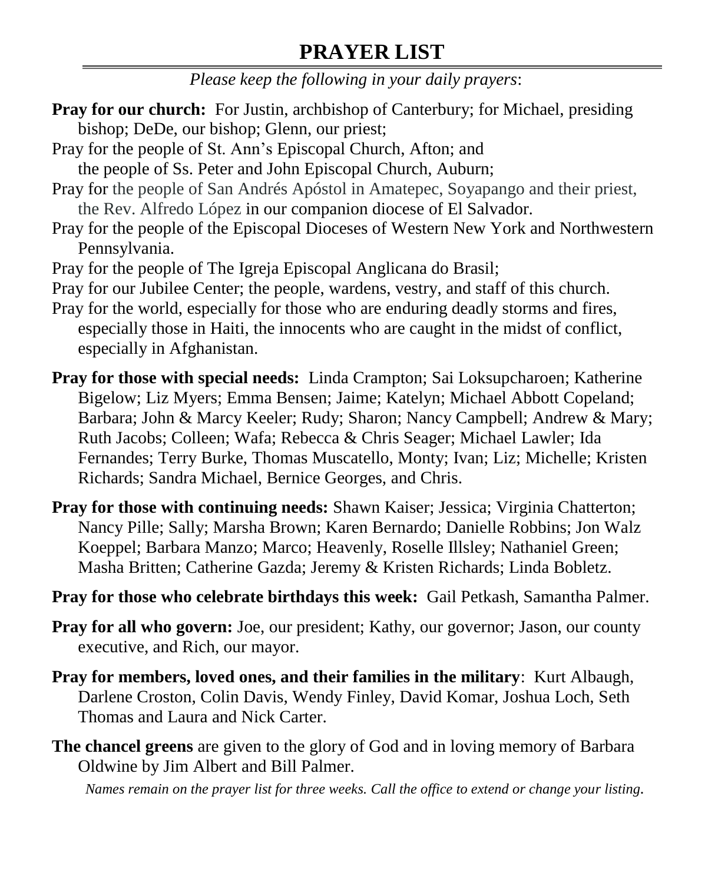# PRAYER LIST

*Please keep the following in your daily prayers*:

**Pray for our church:** For Justin, archbishop of Canterbury; for Michael, presiding bishop; DeDe, our bishop; Glenn, our priest;

Pray for the people of St. Ann's Episcopal Church, Afton; and the people of Ss. Peter and John Episcopal Church, Auburn;

Pray for the people of San Andrés Apóstol in Amatepec, Soyapango and their priest, the Rev. Alfredo López in our companion diocese of El Salvador.

Pray for the people of the Episcopal Dioceses of Western New York and Northwestern Pennsylvania.

Pray for the people of The Igreja Episcopal Anglicana do Brasil;

Pray for our Jubilee Center; the people, wardens, vestry, and staff of this church.

Pray for the world, especially for those who are enduring deadly storms and fires, especially those in Haiti, the innocents who are caught in the midst of conflict, especially in Afghanistan.

**Pray for those with special needs:** Linda Crampton; Sai Loksupcharoen; Katherine Bigelow; Liz Myers; Emma Bensen; Jaime; Katelyn; Michael Abbott Copeland; Barbara; John & Marcy Keeler; Rudy; Sharon; Nancy Campbell; Andrew & Mary; Ruth Jacobs; Colleen; Wafa; Rebecca & Chris Seager; Michael Lawler; Ida Fernandes; Terry Burke, Thomas Muscatello, Monty; Ivan; Liz; Michelle; Kristen Richards; Sandra Michael, Bernice Georges, and Chris.

**Pray for those with continuing needs:** Shawn Kaiser; Jessica; Virginia Chatterton; Nancy Pille; Sally; Marsha Brown; Karen Bernardo; Danielle Robbins; Jon Walz Koeppel; Barbara Manzo; Marco; Heavenly, Roselle Illsley; Nathaniel Green; Masha Britten; Catherine Gazda; Jeremy & Kristen Richards; Linda Bobletz.

**Pray for those who celebrate birthdays this week:** Gail Petkash, Samantha Palmer.

**Pray for all who govern:** Joe, our president; Kathy, our governor; Jason, our county executive, and Rich, our mayor.

**Pray for members, loved ones, and their families in the military**: Kurt Albaugh, Darlene Croston, Colin Davis, Wendy Finley, David Komar, Joshua Loch, Seth Thomas and Laura and Nick Carter.

**The chancel greens** are given to the glory of God and in loving memory of Barbara Oldwine by Jim Albert and Bill Palmer.

*Names remain on the prayer list for three weeks. Call the office to extend or change your listing.*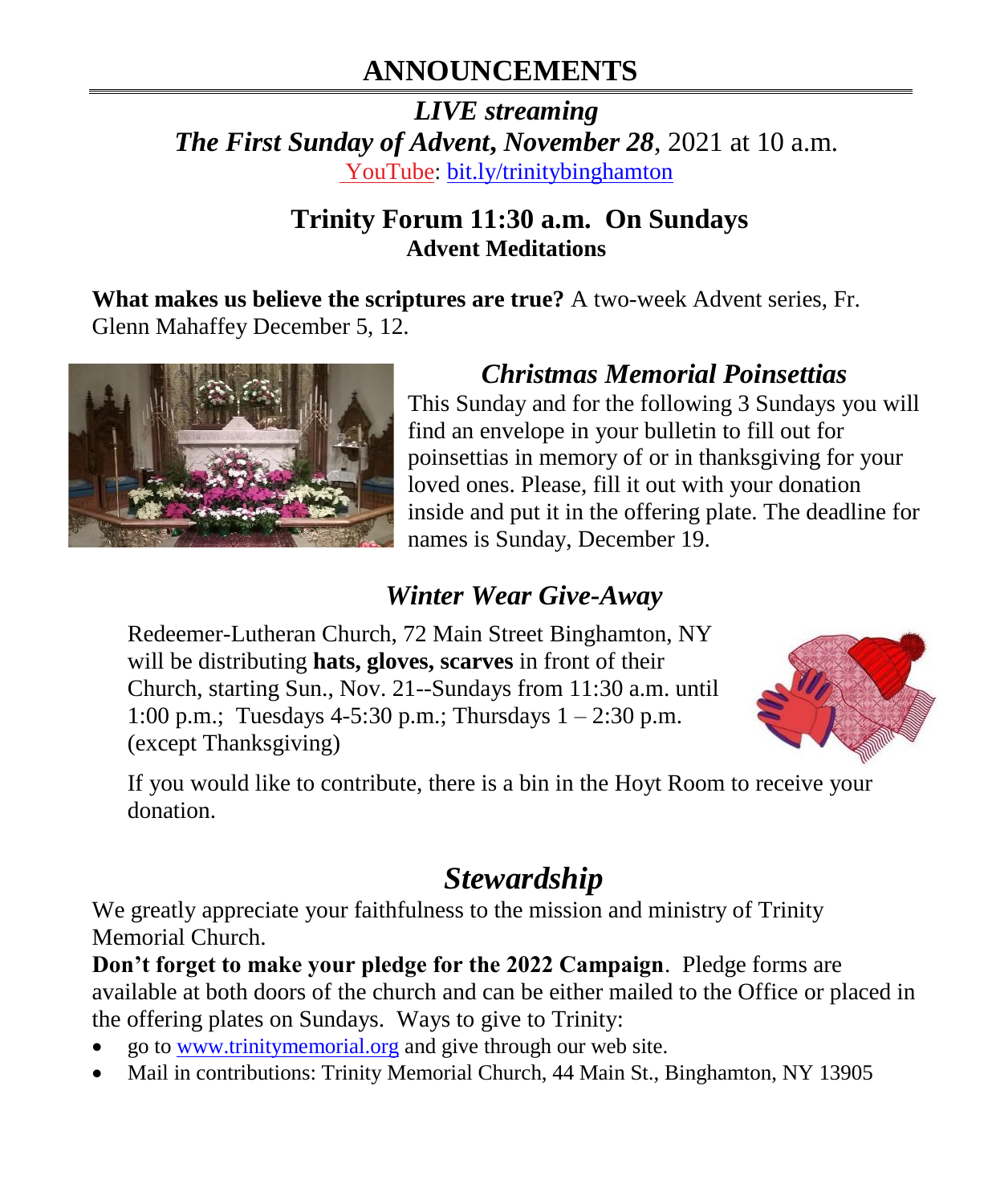# ANNOUNCEMENTS

***LIVE streaming***

***The First Sunday of Advent, November 28***, 2021 at 10 a.m.

YouTube: bit.ly/trinitybinghamton

## Trinity Forum 11:30 a.m. On Sundays

**Advent Meditations**

**What makes us believe the scriptures are true?** A two-week Advent series, Fr. Glenn Mahaffey December 5, 12.

## *Christmas Memorial Poinsettias*

This Sunday and for the following 3 Sundays you will find an envelope in your bulletin to fill out for poinsettias in memory of or in thanksgiving for your loved ones. Please, fill it out with your donation inside and put it in the offering plate. The deadline for names is Sunday, December 19.

## *Winter Wear Give-Away*

Redeemer-Lutheran Church, 72 Main Street Binghamton, NY will be distributing **hats, gloves, scarves** in front of their Church, starting Sun., Nov. 21--Sundays from 11:30 a.m. until 1:00 p.m.; Tuesdays 4-5:30 p.m.; Thursdays 1 – 2:30 p.m. (except Thanksgiving)

If you would like to contribute, there is a bin in the Hoyt Room to receive your donation.

## *Stewardship*

We greatly appreciate your faithfulness to the mission and ministry of Trinity Memorial Church.

**Don't forget to make your pledge for the 2022 Campaign**. Pledge forms are available at both doors of the church and can be either mailed to the Office or placed in the offering plates on Sundays. Ways to give to Trinity:

- go to www.trinitymemorial.org and give through our web site.
- Mail in contributions: Trinity Memorial Church, 44 Main St., Binghamton, NY 13905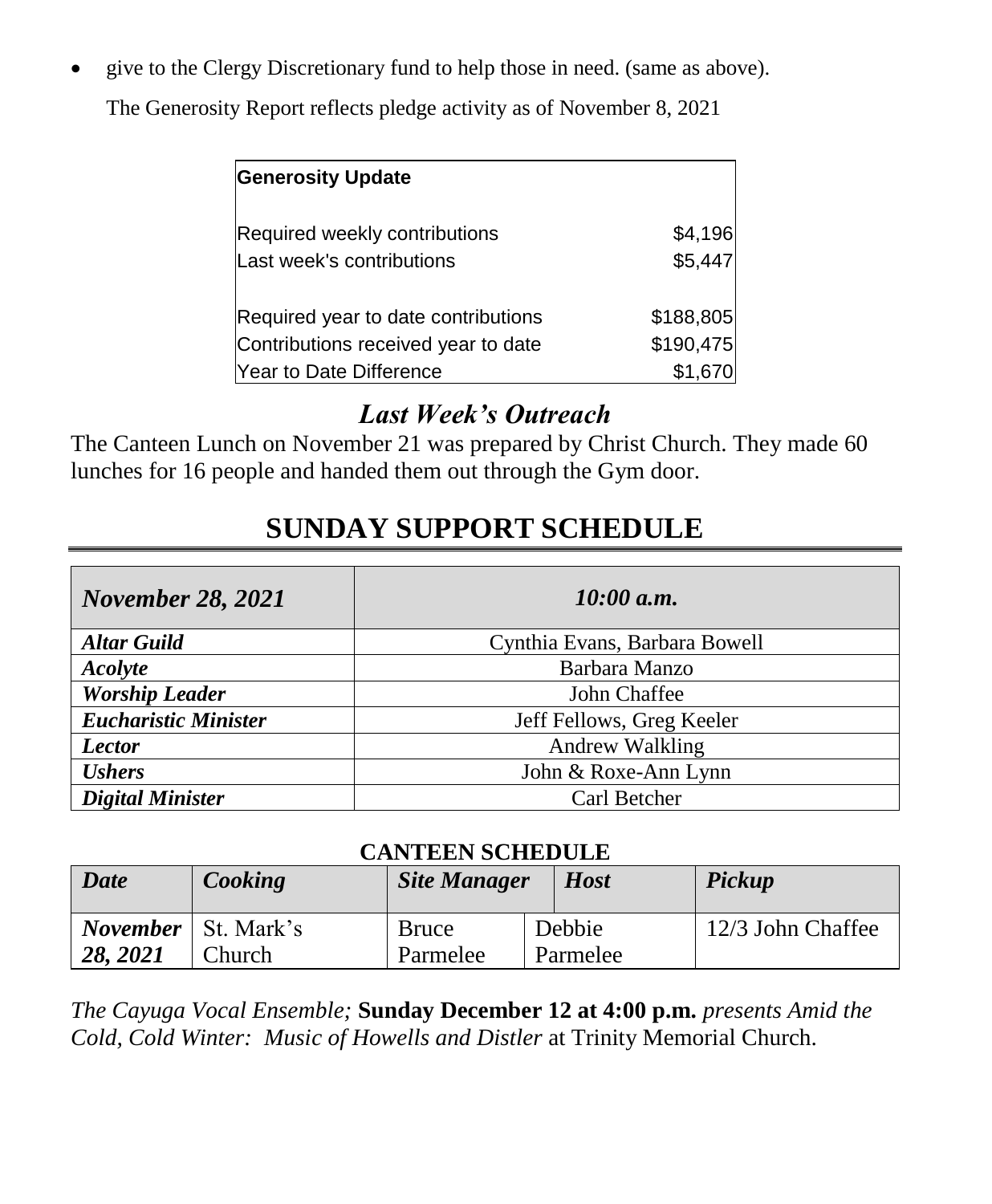- give to the Clergy Discretionary fund to help those in need. (same as above).

The Generosity Report reflects pledge activity as of November 8, 2021

| **Generosity Update** | |
|---|---|
| Required weekly contributions | $4,196 |
| Last week's contributions | $5,447 |
| Required year to date contributions | $188,805 |
| Contributions received year to date | $190,475 |
| Year to Date Difference | $1,670 |

## *Last Week's Outreach*

The Canteen Lunch on November 21 was prepared by Christ Church. They made 60 lunches for 16 people and handed them out through the Gym door.

# SUNDAY SUPPORT SCHEDULE

| ***November 28, 2021*** | ***10:00 a.m.*** |
|---|---|
| ***Altar Guild*** | Cynthia Evans, Barbara Bowell |
| ***Acolyte*** | Barbara Manzo |
| ***Worship Leader*** | John Chaffee |
| ***Eucharistic Minister*** | Jeff Fellows, Greg Keeler |
| ***Lector*** | Andrew Walkling |
| ***Ushers*** | John & Roxe-Ann Lynn |
| ***Digital Minister*** | Carl Betcher |

**CANTEEN SCHEDULE**

| ***Date*** | ***Cooking*** | ***Site Manager*** | ***Host*** | ***Pickup*** |
|---|---|---|---|---|
| ***November 28, 2021*** | St. Mark's Church | Bruce Parmelee | Debbie Parmelee | 12/3 John Chaffee |

*The Cayuga Vocal Ensemble;* **Sunday December 12 at 4:00 p.m.** *presents Amid the Cold, Cold Winter: Music of Howells and Distler* at Trinity Memorial Church.